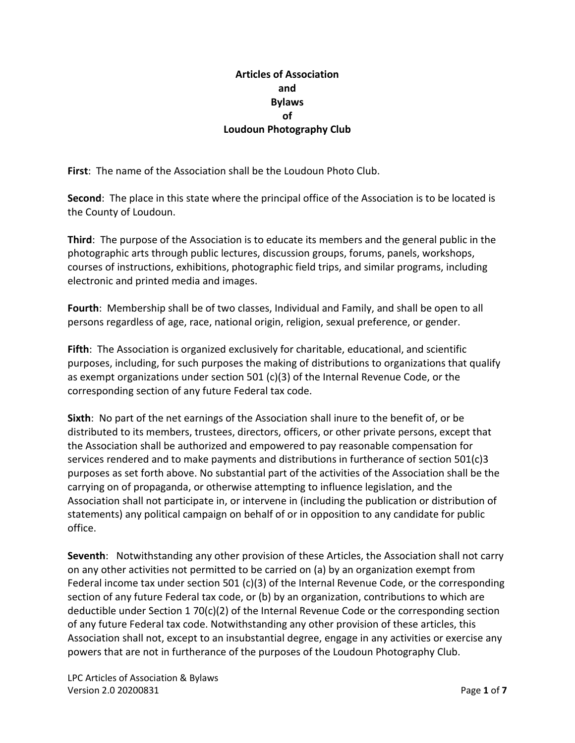# Articles of Association and Bylaws of Loudoun Photography Club

**First**: The name of the Association shall be the Loudoun Photo Club.

**Second**: The place in this state where the principal office of the Association is to be located is the County of Loudoun.

**Third**: The purpose of the Association is to educate its members and the general public in the photographic arts through public lectures, discussion groups, forums, panels, workshops, courses of instructions, exhibitions, photographic field trips, and similar programs, including electronic and printed media and images.

**Fourth**: Membership shall be of two classes, Individual and Family, and shall be open to all persons regardless of age, race, national origin, religion, sexual preference, or gender.

**Fifth**: The Association is organized exclusively for charitable, educational, and scientific purposes, including, for such purposes the making of distributions to organizations that qualify as exempt organizations under section 501 (c)(3) of the Internal Revenue Code, or the corresponding section of any future Federal tax code.

**Sixth**: No part of the net earnings of the Association shall inure to the benefit of, or be distributed to its members, trustees, directors, officers, or other private persons, except that the Association shall be authorized and empowered to pay reasonable compensation for services rendered and to make payments and distributions in furtherance of section 501(c)3 purposes as set forth above. No substantial part of the activities of the Association shall be the carrying on of propaganda, or otherwise attempting to influence legislation, and the Association shall not participate in, or intervene in (including the publication or distribution of statements) any political campaign on behalf of or in opposition to any candidate for public office.

**Seventh**: Notwithstanding any other provision of these Articles, the Association shall not carry on any other activities not permitted to be carried on (a) by an organization exempt from Federal income tax under section 501 (c)(3) of the Internal Revenue Code, or the corresponding section of any future Federal tax code, or (b) by an organization, contributions to which are deductible under Section 1 70(c)(2) of the Internal Revenue Code or the corresponding section of any future Federal tax code. Notwithstanding any other provision of these articles, this Association shall not, except to an insubstantial degree, engage in any activities or exercise any powers that are not in furtherance of the purposes of the Loudoun Photography Club.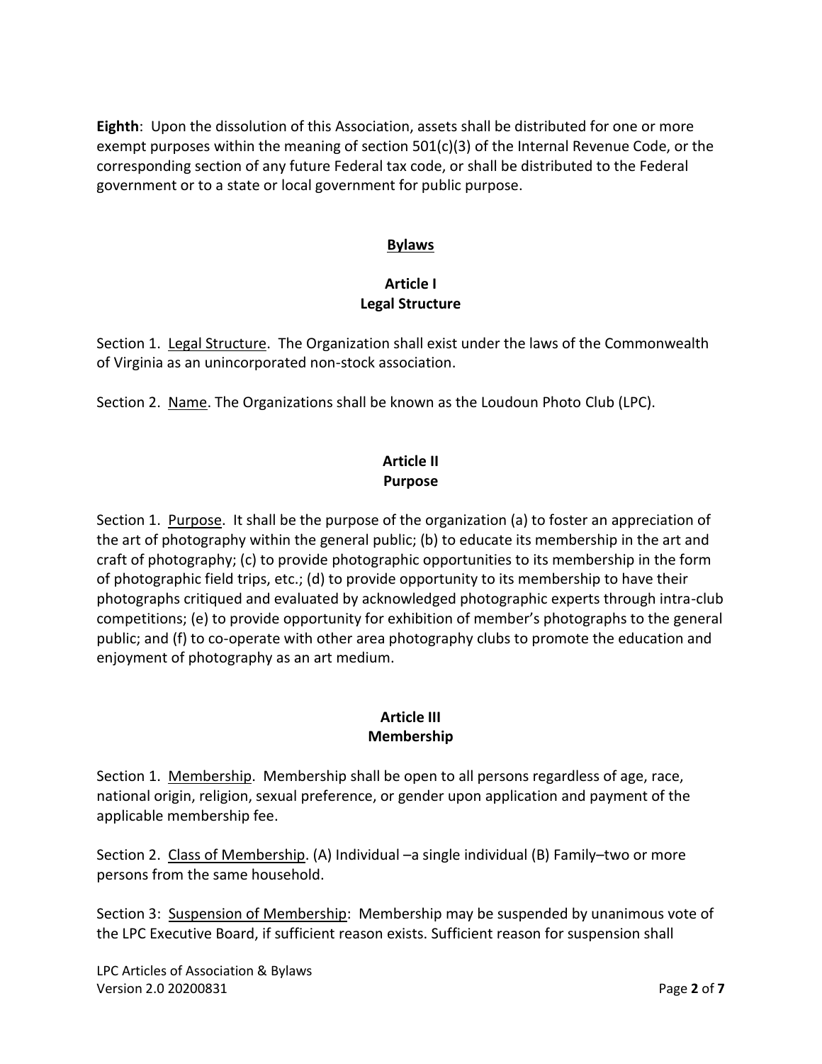**Eighth**: Upon the dissolution of this Association, assets shall be distributed for one or more exempt purposes within the meaning of section 501(c)(3) of the Internal Revenue Code, or the corresponding section of any future Federal tax code, or shall be distributed to the Federal government or to a state or local government for public purpose.

## Bylaws

### Article I
### Legal Structure

Section 1. Legal Structure. The Organization shall exist under the laws of the Commonwealth of Virginia as an unincorporated non-stock association.

Section 2. Name. The Organizations shall be known as the Loudoun Photo Club (LPC).

### Article II
### Purpose

Section 1. Purpose. It shall be the purpose of the organization (a) to foster an appreciation of the art of photography within the general public; (b) to educate its membership in the art and craft of photography; (c) to provide photographic opportunities to its membership in the form of photographic field trips, etc.; (d) to provide opportunity to its membership to have their photographs critiqued and evaluated by acknowledged photographic experts through intra-club competitions; (e) to provide opportunity for exhibition of member's photographs to the general public; and (f) to co-operate with other area photography clubs to promote the education and enjoyment of photography as an art medium.

### Article III
### Membership

Section 1. Membership. Membership shall be open to all persons regardless of age, race, national origin, religion, sexual preference, or gender upon application and payment of the applicable membership fee.

Section 2. Class of Membership. (A) Individual –a single individual (B) Family–two or more persons from the same household.

Section 3: Suspension of Membership: Membership may be suspended by unanimous vote of the LPC Executive Board, if sufficient reason exists. Sufficient reason for suspension shall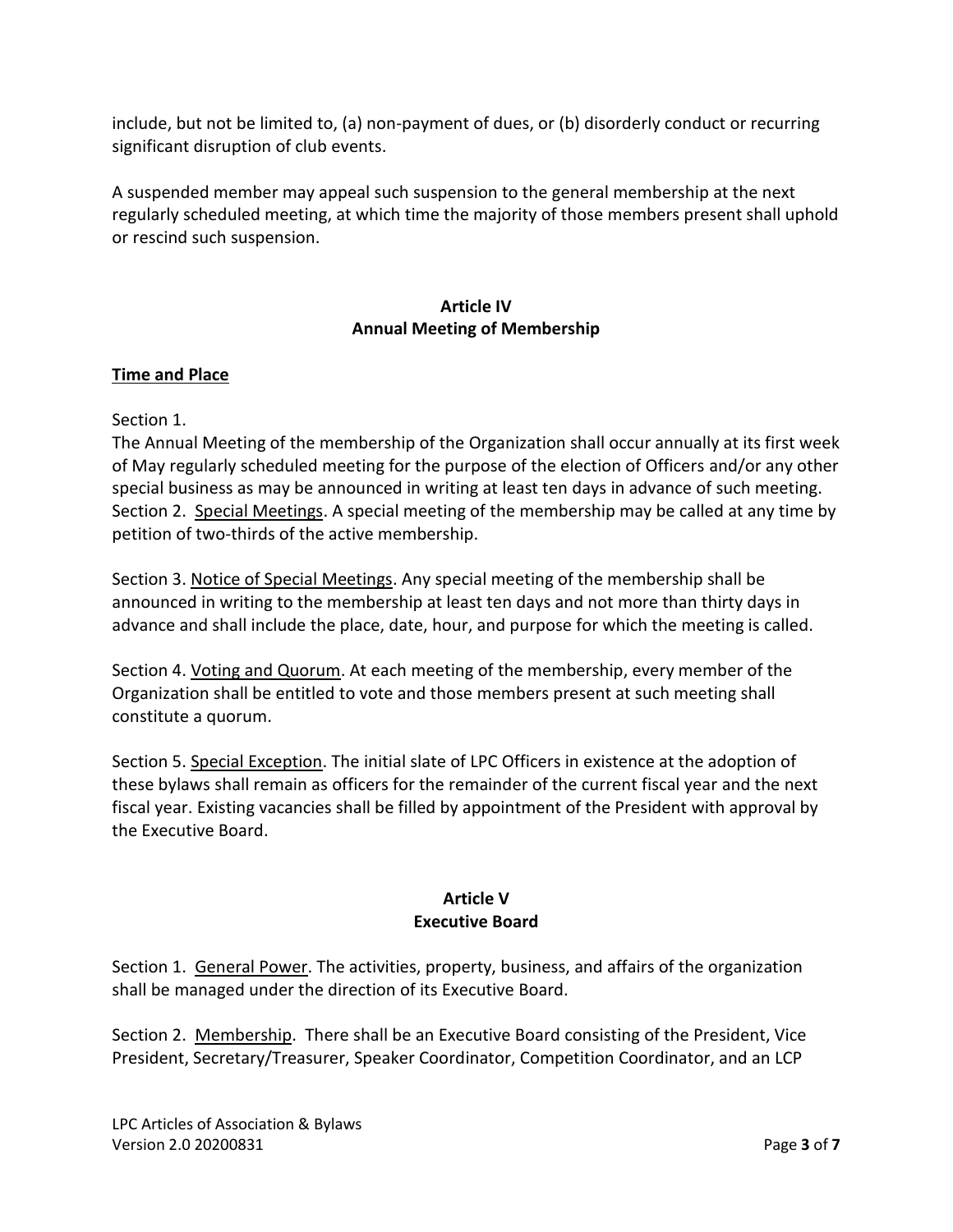include, but not be limited to, (a) non-payment of dues, or (b) disorderly conduct or recurring significant disruption of club events.

A suspended member may appeal such suspension to the general membership at the next regularly scheduled meeting, at which time the majority of those members present shall uphold or rescind such suspension.

## Article IV
## Annual Meeting of Membership

**Time and Place**

Section 1.
The Annual Meeting of the membership of the Organization shall occur annually at its first week of May regularly scheduled meeting for the purpose of the election of Officers and/or any other special business as may be announced in writing at least ten days in advance of such meeting.
Section 2. Special Meetings. A special meeting of the membership may be called at any time by petition of two-thirds of the active membership.

Section 3. Notice of Special Meetings. Any special meeting of the membership shall be announced in writing to the membership at least ten days and not more than thirty days in advance and shall include the place, date, hour, and purpose for which the meeting is called.

Section 4. Voting and Quorum. At each meeting of the membership, every member of the Organization shall be entitled to vote and those members present at such meeting shall constitute a quorum.

Section 5. Special Exception. The initial slate of LPC Officers in existence at the adoption of these bylaws shall remain as officers for the remainder of the current fiscal year and the next fiscal year. Existing vacancies shall be filled by appointment of the President with approval by the Executive Board.

## Article V
## Executive Board

Section 1. General Power. The activities, property, business, and affairs of the organization shall be managed under the direction of its Executive Board.

Section 2. Membership. There shall be an Executive Board consisting of the President, Vice President, Secretary/Treasurer, Speaker Coordinator, Competition Coordinator, and an LCP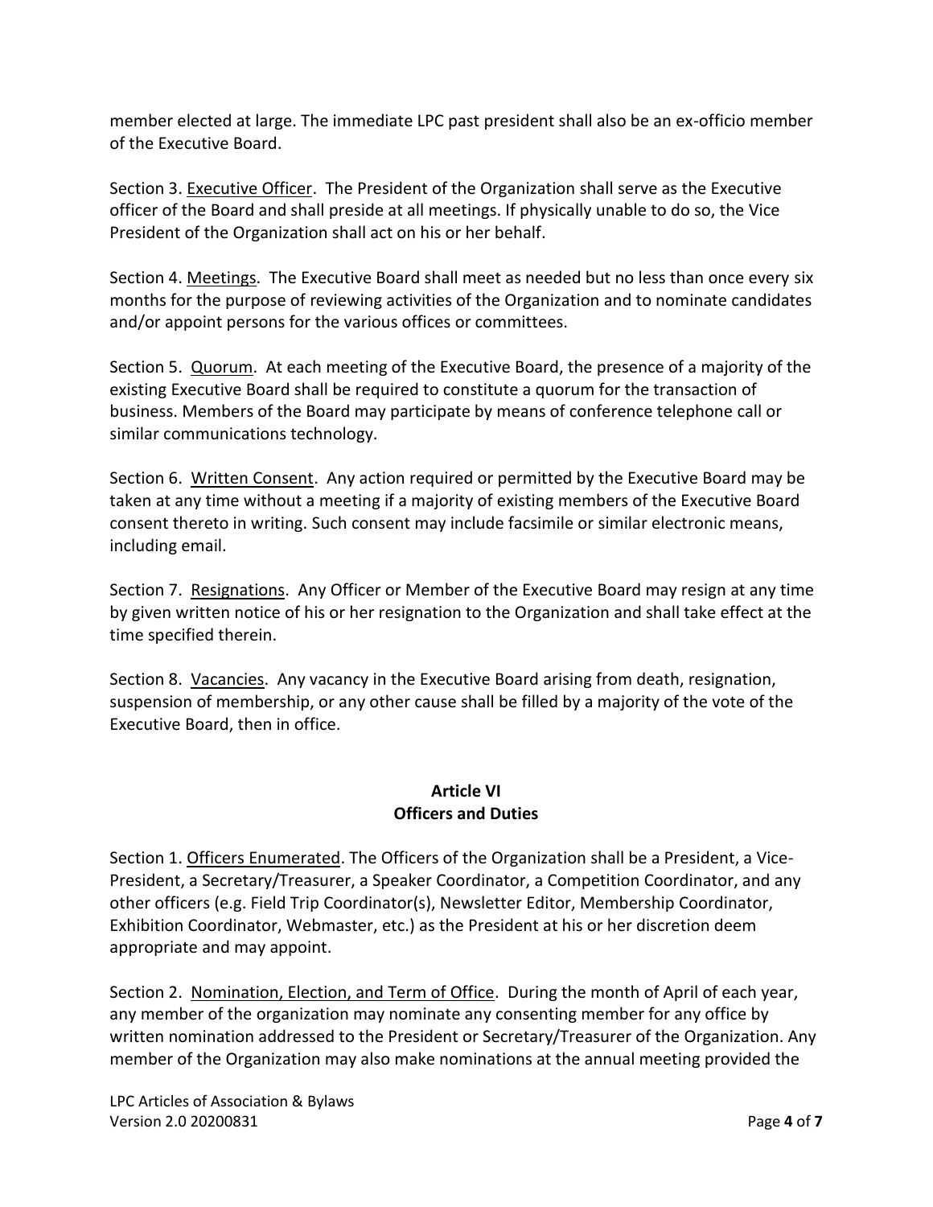member elected at large. The immediate LPC past president shall also be an ex-officio member of the Executive Board.

Section 3. Executive Officer. The President of the Organization shall serve as the Executive officer of the Board and shall preside at all meetings. If physically unable to do so, the Vice President of the Organization shall act on his or her behalf.

Section 4. Meetings. The Executive Board shall meet as needed but no less than once every six months for the purpose of reviewing activities of the Organization and to nominate candidates and/or appoint persons for the various offices or committees.

Section 5. Quorum. At each meeting of the Executive Board, the presence of a majority of the existing Executive Board shall be required to constitute a quorum for the transaction of business. Members of the Board may participate by means of conference telephone call or similar communications technology.

Section 6. Written Consent. Any action required or permitted by the Executive Board may be taken at any time without a meeting if a majority of existing members of the Executive Board consent thereto in writing. Such consent may include facsimile or similar electronic means, including email.

Section 7. Resignations. Any Officer or Member of the Executive Board may resign at any time by given written notice of his or her resignation to the Organization and shall take effect at the time specified therein.

Section 8. Vacancies. Any vacancy in the Executive Board arising from death, resignation, suspension of membership, or any other cause shall be filled by a majority of the vote of the Executive Board, then in office.

## Article VI
## Officers and Duties

Section 1. Officers Enumerated. The Officers of the Organization shall be a President, a Vice-President, a Secretary/Treasurer, a Speaker Coordinator, a Competition Coordinator, and any other officers (e.g. Field Trip Coordinator(s), Newsletter Editor, Membership Coordinator, Exhibition Coordinator, Webmaster, etc.) as the President at his or her discretion deem appropriate and may appoint.

Section 2. Nomination, Election, and Term of Office. During the month of April of each year, any member of the organization may nominate any consenting member for any office by written nomination addressed to the President or Secretary/Treasurer of the Organization. Any member of the Organization may also make nominations at the annual meeting provided the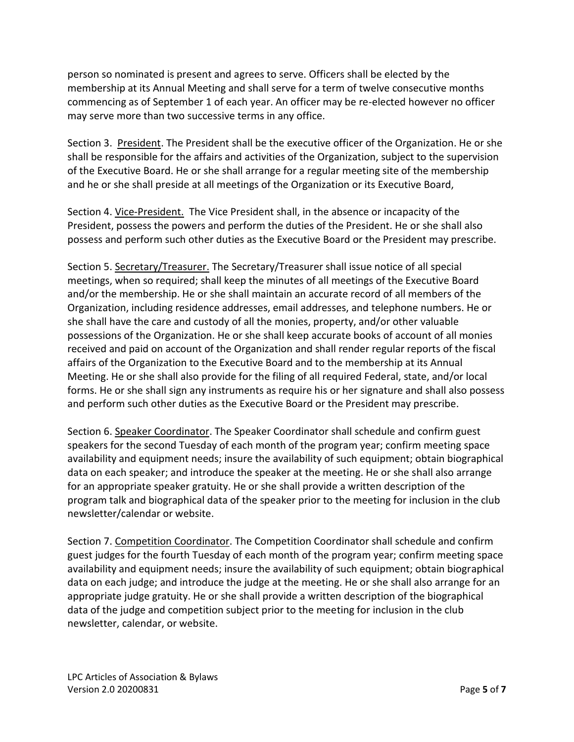person so nominated is present and agrees to serve. Officers shall be elected by the membership at its Annual Meeting and shall serve for a term of twelve consecutive months commencing as of September 1 of each year. An officer may be re-elected however no officer may serve more than two successive terms in any office.

Section 3. <u>President</u>. The President shall be the executive officer of the Organization. He or she shall be responsible for the affairs and activities of the Organization, subject to the supervision of the Executive Board. He or she shall arrange for a regular meeting site of the membership and he or she shall preside at all meetings of the Organization or its Executive Board,

Section 4. <u>Vice-President.</u> The Vice President shall, in the absence or incapacity of the President, possess the powers and perform the duties of the President. He or she shall also possess and perform such other duties as the Executive Board or the President may prescribe.

Section 5. <u>Secretary/Treasurer.</u> The Secretary/Treasurer shall issue notice of all special meetings, when so required; shall keep the minutes of all meetings of the Executive Board and/or the membership. He or she shall maintain an accurate record of all members of the Organization, including residence addresses, email addresses, and telephone numbers. He or she shall have the care and custody of all the monies, property, and/or other valuable possessions of the Organization. He or she shall keep accurate books of account of all monies received and paid on account of the Organization and shall render regular reports of the fiscal affairs of the Organization to the Executive Board and to the membership at its Annual Meeting. He or she shall also provide for the filing of all required Federal, state, and/or local forms. He or she shall sign any instruments as require his or her signature and shall also possess and perform such other duties as the Executive Board or the President may prescribe.

Section 6. <u>Speaker Coordinator</u>. The Speaker Coordinator shall schedule and confirm guest speakers for the second Tuesday of each month of the program year; confirm meeting space availability and equipment needs; insure the availability of such equipment; obtain biographical data on each speaker; and introduce the speaker at the meeting. He or she shall also arrange for an appropriate speaker gratuity. He or she shall provide a written description of the program talk and biographical data of the speaker prior to the meeting for inclusion in the club newsletter/calendar or website.

Section 7. <u>Competition Coordinator</u>. The Competition Coordinator shall schedule and confirm guest judges for the fourth Tuesday of each month of the program year; confirm meeting space availability and equipment needs; insure the availability of such equipment; obtain biographical data on each judge; and introduce the judge at the meeting. He or she shall also arrange for an appropriate judge gratuity. He or she shall provide a written description of the biographical data of the judge and competition subject prior to the meeting for inclusion in the club newsletter, calendar, or website.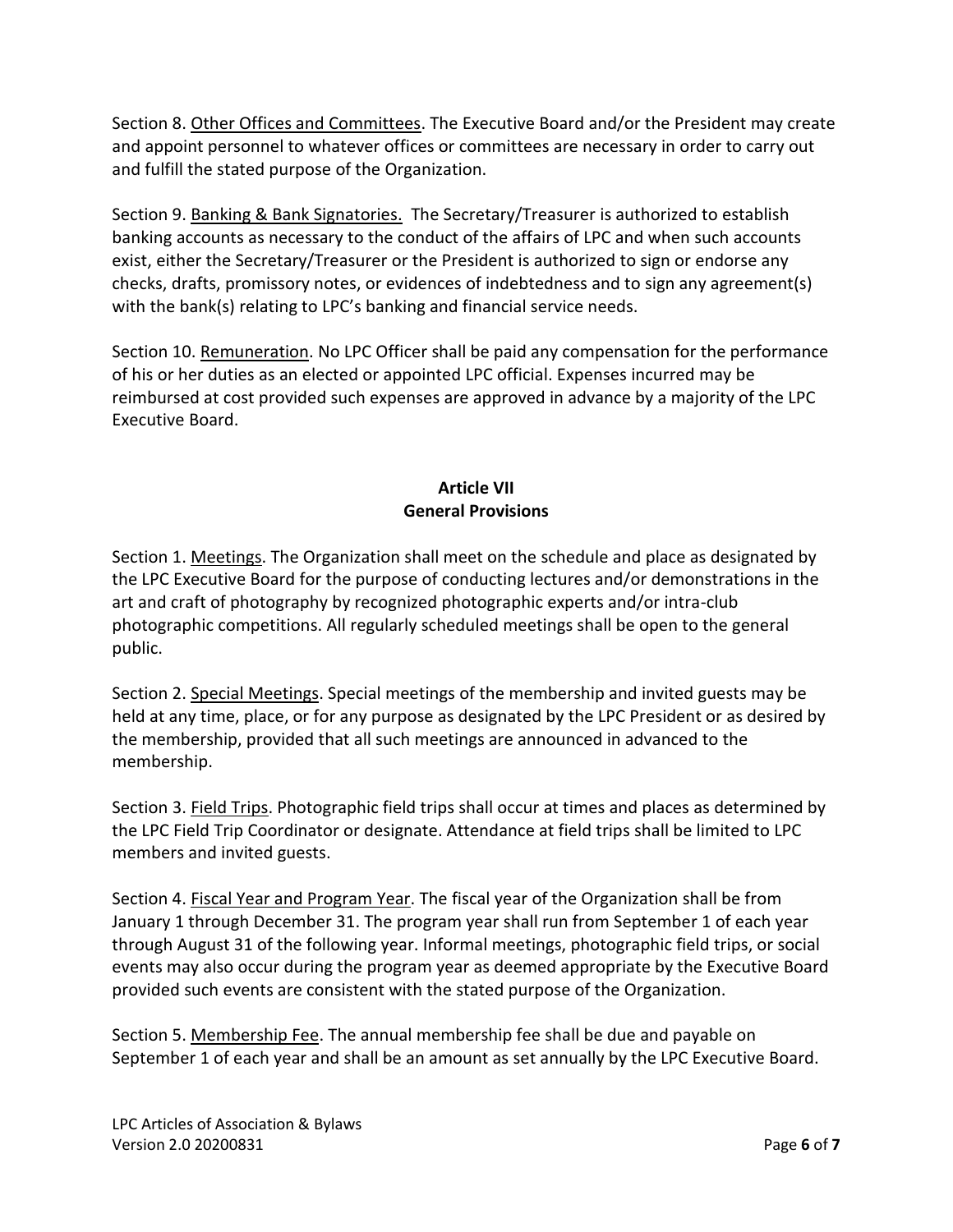Section 8. Other Offices and Committees. The Executive Board and/or the President may create and appoint personnel to whatever offices or committees are necessary in order to carry out and fulfill the stated purpose of the Organization.

Section 9. Banking & Bank Signatories. The Secretary/Treasurer is authorized to establish banking accounts as necessary to the conduct of the affairs of LPC and when such accounts exist, either the Secretary/Treasurer or the President is authorized to sign or endorse any checks, drafts, promissory notes, or evidences of indebtedness and to sign any agreement(s) with the bank(s) relating to LPC's banking and financial service needs.

Section 10. Remuneration. No LPC Officer shall be paid any compensation for the performance of his or her duties as an elected or appointed LPC official. Expenses incurred may be reimbursed at cost provided such expenses are approved in advance by a majority of the LPC Executive Board.

## Article VII
## General Provisions

Section 1. Meetings. The Organization shall meet on the schedule and place as designated by the LPC Executive Board for the purpose of conducting lectures and/or demonstrations in the art and craft of photography by recognized photographic experts and/or intra-club photographic competitions. All regularly scheduled meetings shall be open to the general public.

Section 2. Special Meetings. Special meetings of the membership and invited guests may be held at any time, place, or for any purpose as designated by the LPC President or as desired by the membership, provided that all such meetings are announced in advanced to the membership.

Section 3. Field Trips. Photographic field trips shall occur at times and places as determined by the LPC Field Trip Coordinator or designate. Attendance at field trips shall be limited to LPC members and invited guests.

Section 4. Fiscal Year and Program Year. The fiscal year of the Organization shall be from January 1 through December 31. The program year shall run from September 1 of each year through August 31 of the following year. Informal meetings, photographic field trips, or social events may also occur during the program year as deemed appropriate by the Executive Board provided such events are consistent with the stated purpose of the Organization.

Section 5. Membership Fee. The annual membership fee shall be due and payable on September 1 of each year and shall be an amount as set annually by the LPC Executive Board.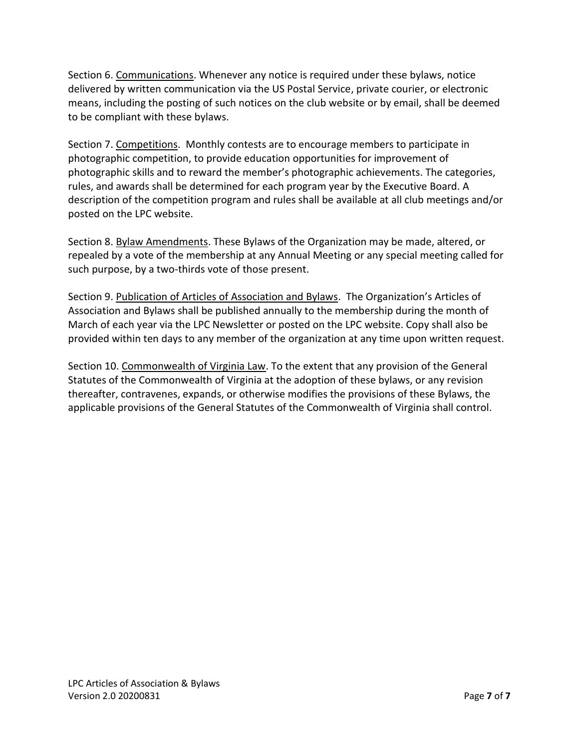Section 6. Communications. Whenever any notice is required under these bylaws, notice delivered by written communication via the US Postal Service, private courier, or electronic means, including the posting of such notices on the club website or by email, shall be deemed to be compliant with these bylaws.

Section 7. Competitions. Monthly contests are to encourage members to participate in photographic competition, to provide education opportunities for improvement of photographic skills and to reward the member's photographic achievements. The categories, rules, and awards shall be determined for each program year by the Executive Board. A description of the competition program and rules shall be available at all club meetings and/or posted on the LPC website.

Section 8. Bylaw Amendments. These Bylaws of the Organization may be made, altered, or repealed by a vote of the membership at any Annual Meeting or any special meeting called for such purpose, by a two-thirds vote of those present.

Section 9. Publication of Articles of Association and Bylaws. The Organization's Articles of Association and Bylaws shall be published annually to the membership during the month of March of each year via the LPC Newsletter or posted on the LPC website. Copy shall also be provided within ten days to any member of the organization at any time upon written request.

Section 10. Commonwealth of Virginia Law. To the extent that any provision of the General Statutes of the Commonwealth of Virginia at the adoption of these bylaws, or any revision thereafter, contravenes, expands, or otherwise modifies the provisions of these Bylaws, the applicable provisions of the General Statutes of the Commonwealth of Virginia shall control.